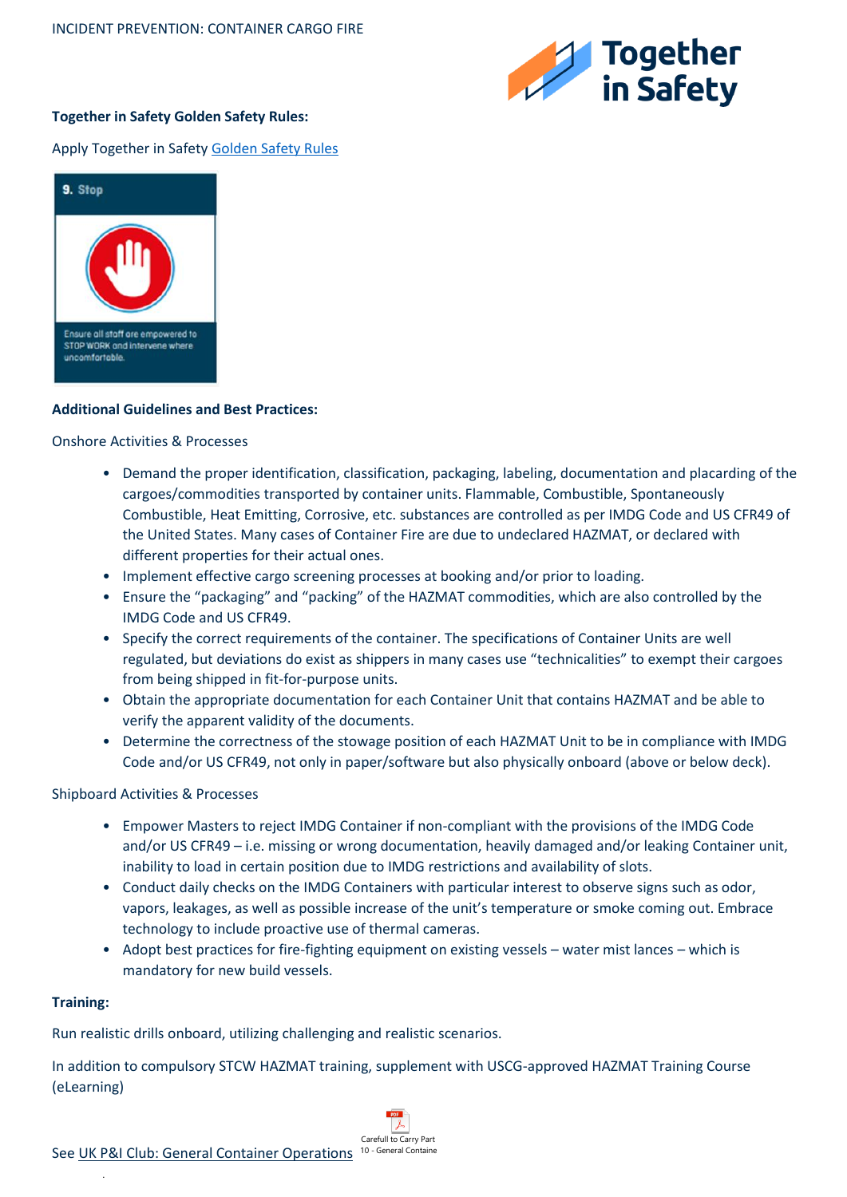INCIDENT PREVENTION: CONTAINER CARGO FIRE

**Together in Safety Golden Safety Rules:**

Apply Together in Safety Golden Safety Rules

**9. Stop**

Ensure all staff are empowered to STOP WORK and intervene where uncomfortable.

**Additional Guidelines and Best Practices:**

Onshore Activities & Processes

- Demand the proper identification, classification, packaging, labeling, documentation and placarding of the cargoes/commodities transported by container units. Flammable, Combustible, Spontaneously Combustible, Heat Emitting, Corrosive, etc. substances are controlled as per IMDG Code and US CFR49 of the United States. Many cases of Container Fire are due to undeclared HAZMAT, or declared with different properties for their actual ones.
- Implement effective cargo screening processes at booking and/or prior to loading.
- Ensure the "packaging" and "packing" of the HAZMAT commodities, which are also controlled by the IMDG Code and US CFR49.
- Specify the correct requirements of the container. The specifications of Container Units are well regulated, but deviations do exist as shippers in many cases use "technicalities" to exempt their cargoes from being shipped in fit-for-purpose units.
- Obtain the appropriate documentation for each Container Unit that contains HAZMAT and be able to verify the apparent validity of the documents.
- Determine the correctness of the stowage position of each HAZMAT Unit to be in compliance with IMDG Code and/or US CFR49, not only in paper/software but also physically onboard (above or below deck).

Shipboard Activities & Processes

- Empower Masters to reject IMDG Container if non-compliant with the provisions of the IMDG Code and/or US CFR49 – i.e. missing or wrong documentation, heavily damaged and/or leaking Container unit, inability to load in certain position due to IMDG restrictions and availability of slots.
- Conduct daily checks on the IMDG Containers with particular interest to observe signs such as odor, vapors, leakages, as well as possible increase of the unit's temperature or smoke coming out. Embrace technology to include proactive use of thermal cameras.
- Adopt best practices for fire-fighting equipment on existing vessels – water mist lances – which is mandatory for new build vessels.

**Training:**

Run realistic drills onboard, utilizing challenging and realistic scenarios.

In addition to compulsory STCW HAZMAT training, supplement with USCG-approved HAZMAT Training Course (eLearning)

See UK P&I Club: General Container Operations Carefull to Carry Part 10 - General Containe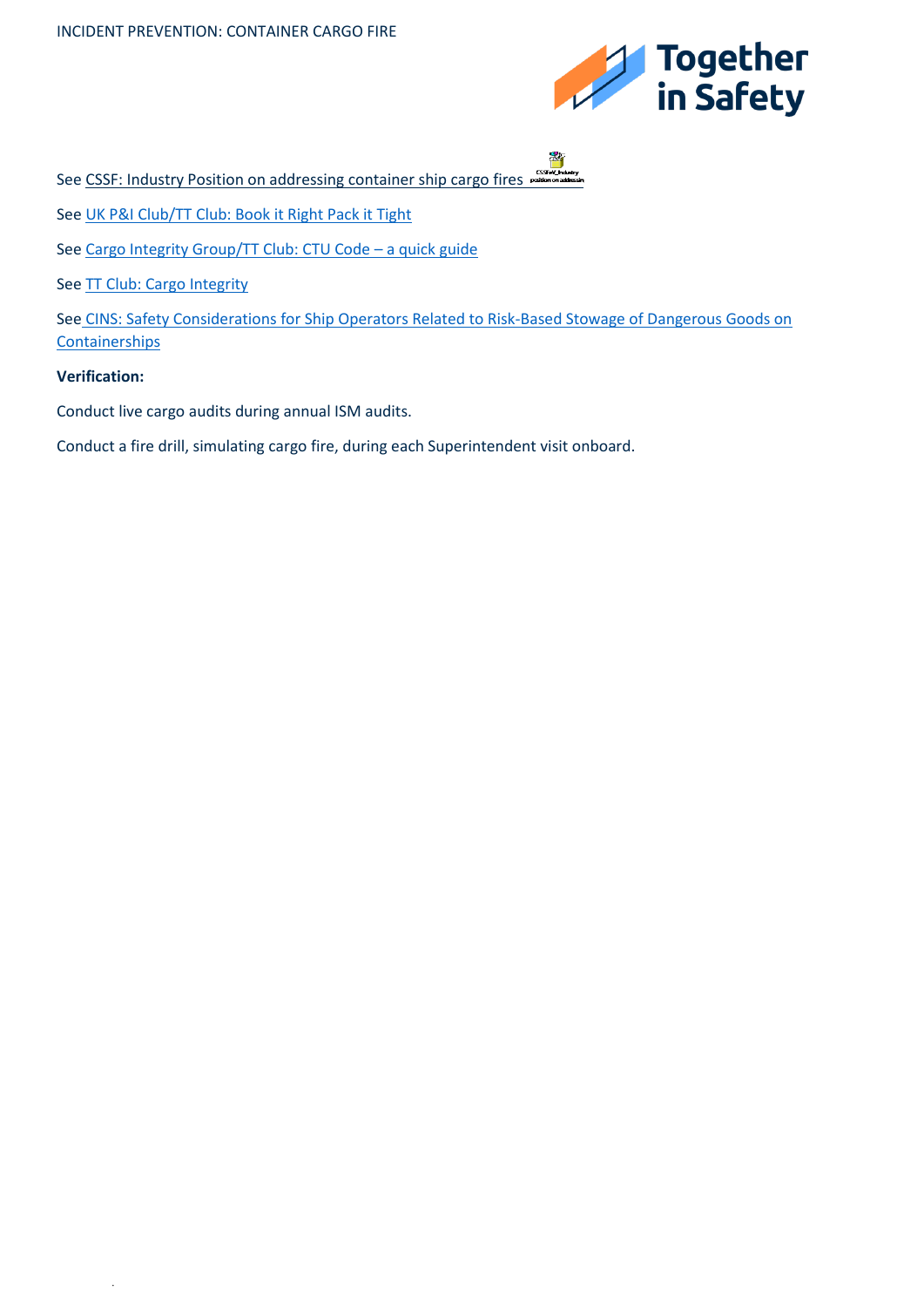See CSSF: Industry Position on addressing container ship cargo fires

See UK P&I Club/TT Club: Book it Right Pack it Tight

See Cargo Integrity Group/TT Club: CTU Code – a quick guide

See TT Club: Cargo Integrity

See CINS: Safety Considerations for Ship Operators Related to Risk-Based Stowage of Dangerous Goods on Containerships

**Verification:**

Conduct live cargo audits during annual ISM audits.

Conduct a fire drill, simulating cargo fire, during each Superintendent visit onboard.